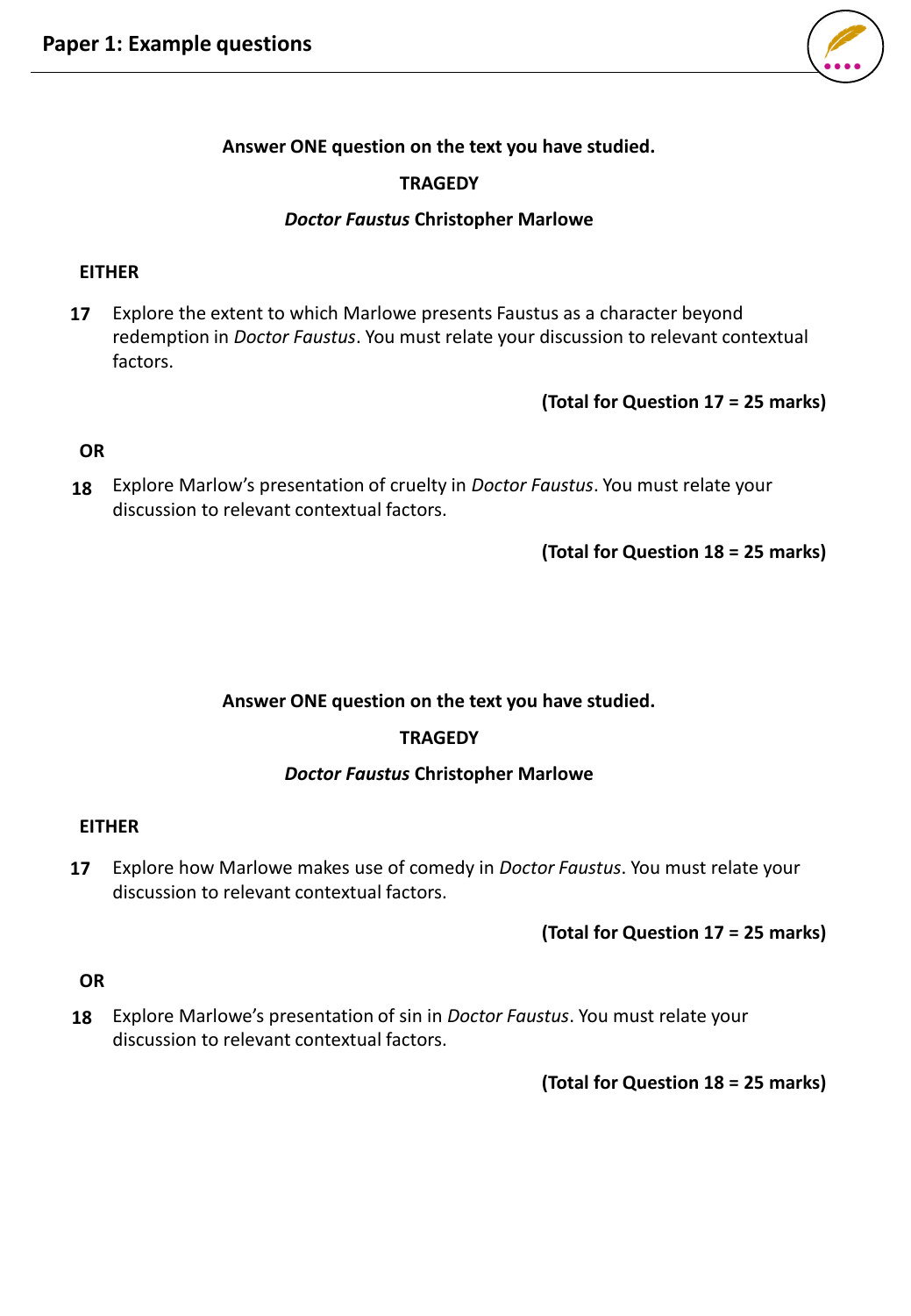# Paper 1: Example questions

**Answer ONE question on the text you have studied.**

**TRAGEDY**

***Doctor Faustus* Christopher Marlowe**

**EITHER**

**17** Explore the extent to which Marlowe presents Faustus as a character beyond redemption in *Doctor Faustus*. You must relate your discussion to relevant contextual factors.

**(Total for Question 17 = 25 marks)**

**OR**

**18** Explore Marlow's presentation of cruelty in *Doctor Faustus*. You must relate your discussion to relevant contextual factors.

**(Total for Question 18 = 25 marks)**

**Answer ONE question on the text you have studied.**

**TRAGEDY**

***Doctor Faustus* Christopher Marlowe**

**EITHER**

**17** Explore how Marlowe makes use of comedy in *Doctor Faustus*. You must relate your discussion to relevant contextual factors.

**(Total for Question 17 = 25 marks)**

**OR**

**18** Explore Marlowe's presentation of sin in *Doctor Faustus*. You must relate your discussion to relevant contextual factors.

**(Total for Question 18 = 25 marks)**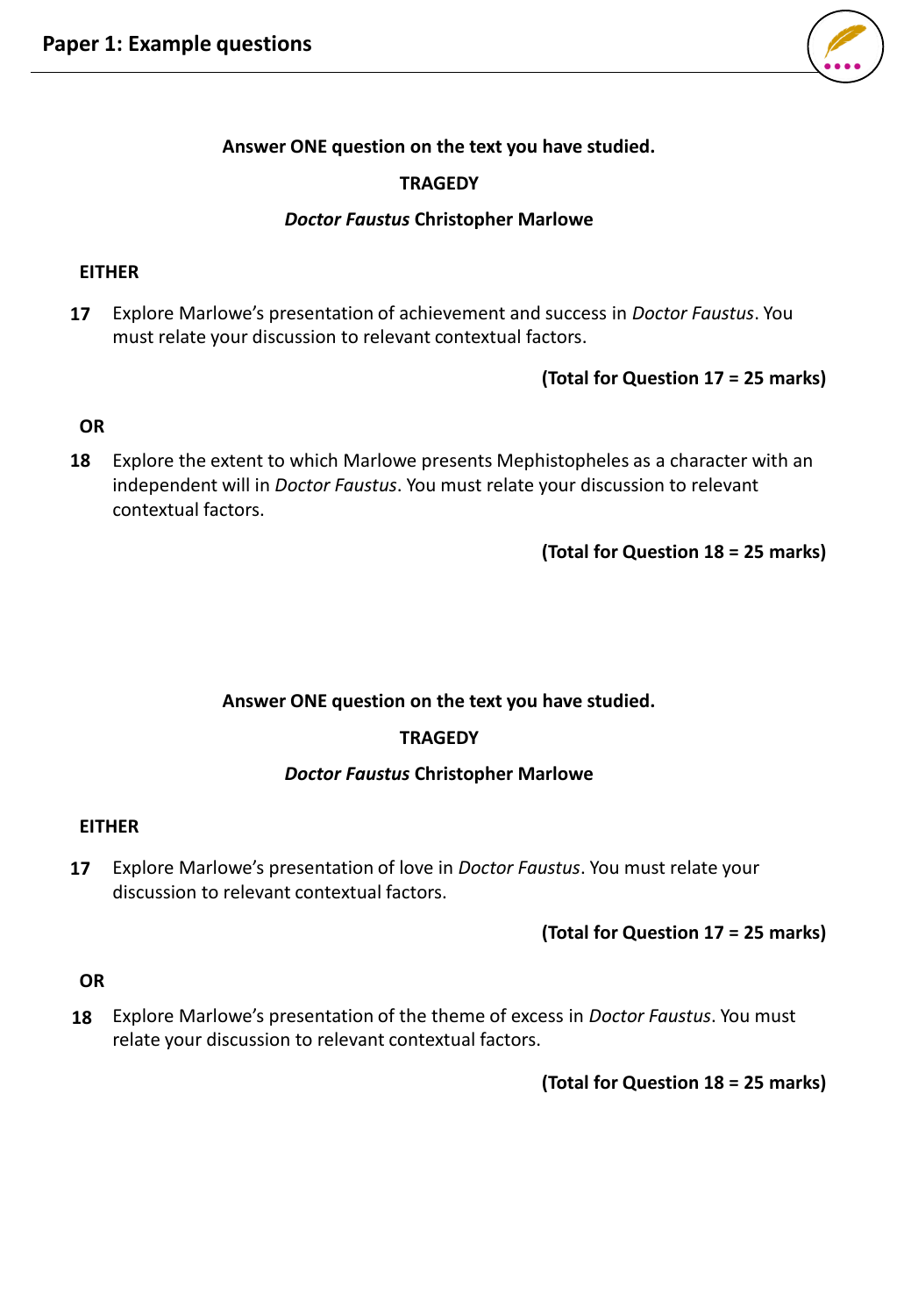# Paper 1: Example questions

**Answer ONE question on the text you have studied.**

**TRAGEDY**

***Doctor Faustus* Christopher Marlowe**

**EITHER**

**17** Explore Marlowe's presentation of achievement and success in *Doctor Faustus*. You must relate your discussion to relevant contextual factors.

**(Total for Question 17 = 25 marks)**

**OR**

**18** Explore the extent to which Marlowe presents Mephistopheles as a character with an independent will in *Doctor Faustus*. You must relate your discussion to relevant contextual factors.

**(Total for Question 18 = 25 marks)**

**Answer ONE question on the text you have studied.**

**TRAGEDY**

***Doctor Faustus* Christopher Marlowe**

**EITHER**

**17** Explore Marlowe's presentation of love in *Doctor Faustus*. You must relate your discussion to relevant contextual factors.

**(Total for Question 17 = 25 marks)**

**OR**

**18** Explore Marlowe's presentation of the theme of excess in *Doctor Faustus*. You must relate your discussion to relevant contextual factors.

**(Total for Question 18 = 25 marks)**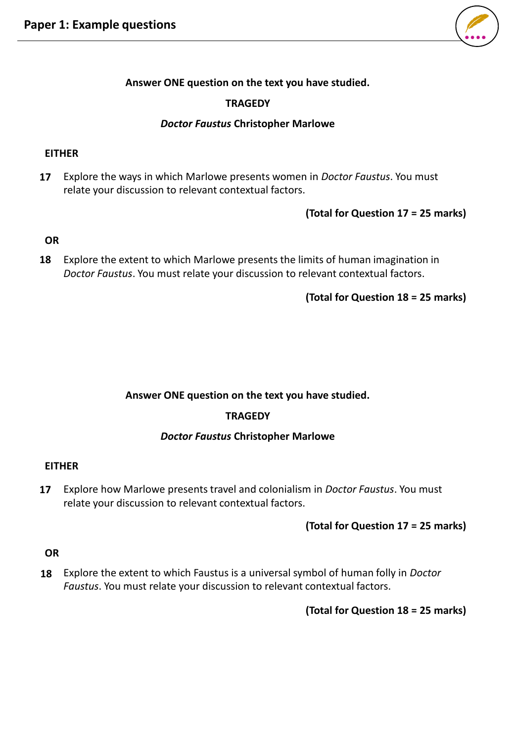# Paper 1: Example questions

**Answer ONE question on the text you have studied.**

**TRAGEDY**

***Doctor Faustus* Christopher Marlowe**

**EITHER**

**17** Explore the ways in which Marlowe presents women in *Doctor Faustus*. You must relate your discussion to relevant contextual factors.

**(Total for Question 17 = 25 marks)**

**OR**

**18** Explore the extent to which Marlowe presents the limits of human imagination in *Doctor Faustus*. You must relate your discussion to relevant contextual factors.

**(Total for Question 18 = 25 marks)**

**Answer ONE question on the text you have studied.**

**TRAGEDY**

***Doctor Faustus* Christopher Marlowe**

**EITHER**

**17** Explore how Marlowe presents travel and colonialism in *Doctor Faustus*. You must relate your discussion to relevant contextual factors.

**(Total for Question 17 = 25 marks)**

**OR**

**18** Explore the extent to which Faustus is a universal symbol of human folly in *Doctor Faustus*. You must relate your discussion to relevant contextual factors.

**(Total for Question 18 = 25 marks)**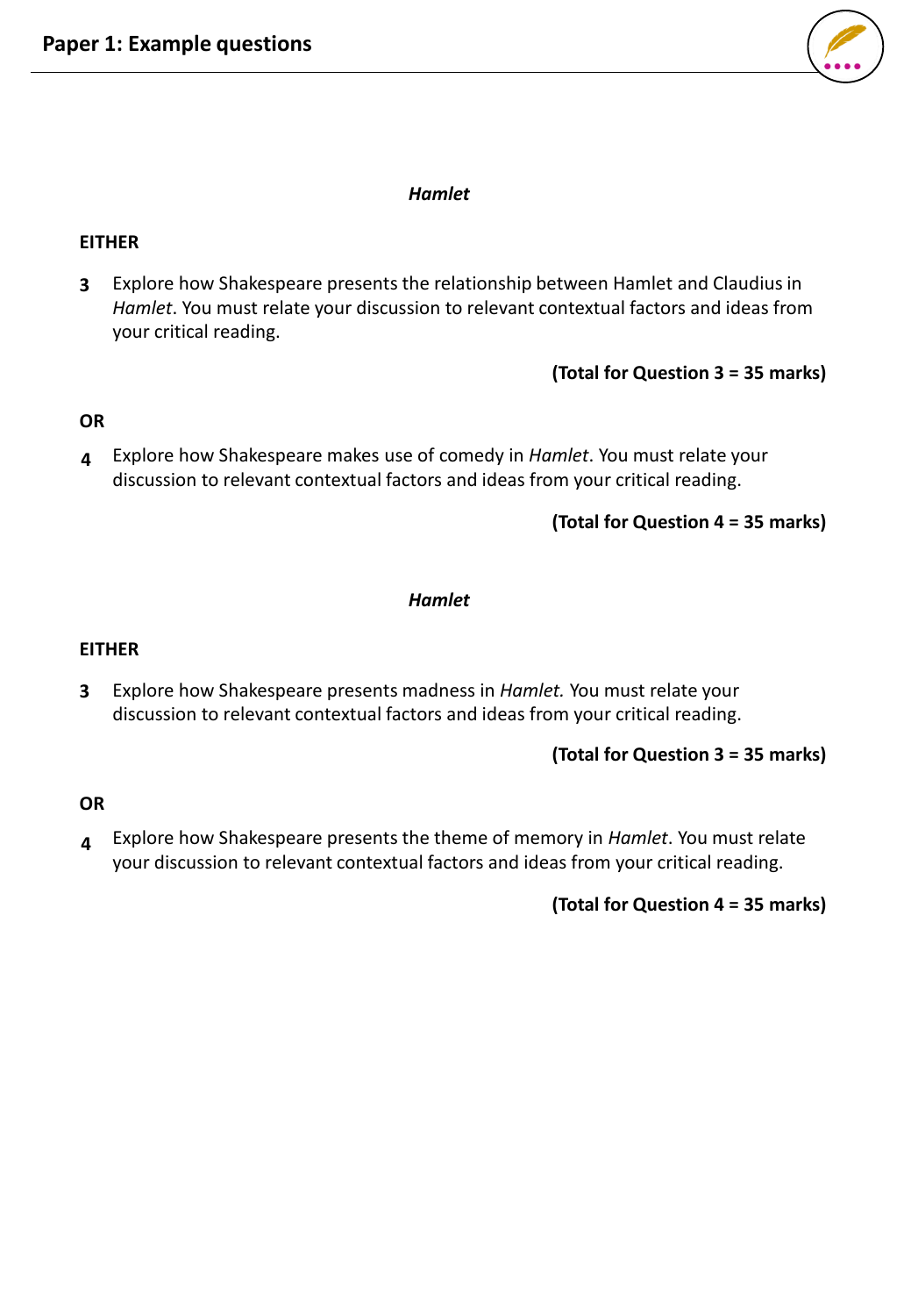## Paper 1: Example questions

***Hamlet***

**EITHER**

**3** Explore how Shakespeare presents the relationship between Hamlet and Claudius in *Hamlet*. You must relate your discussion to relevant contextual factors and ideas from your critical reading.

**(Total for Question 3 = 35 marks)**

**OR**

**4** Explore how Shakespeare makes use of comedy in *Hamlet*. You must relate your discussion to relevant contextual factors and ideas from your critical reading.

**(Total for Question 4 = 35 marks)**

***Hamlet***

**EITHER**

**3** Explore how Shakespeare presents madness in *Hamlet.* You must relate your discussion to relevant contextual factors and ideas from your critical reading.

**(Total for Question 3 = 35 marks)**

**OR**

**4** Explore how Shakespeare presents the theme of memory in *Hamlet*. You must relate your discussion to relevant contextual factors and ideas from your critical reading.

**(Total for Question 4 = 35 marks)**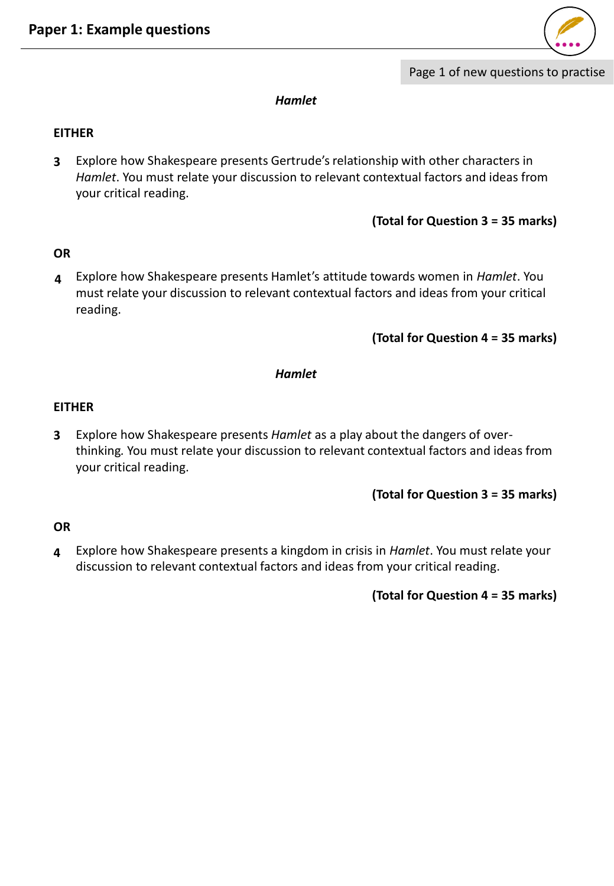## Paper 1: Example questions

Page 1 of new questions to practise

### *Hamlet*

**EITHER**

**3** Explore how Shakespeare presents Gertrude's relationship with other characters in *Hamlet*. You must relate your discussion to relevant contextual factors and ideas from your critical reading.

**(Total for Question 3 = 35 marks)**

**OR**

**4** Explore how Shakespeare presents Hamlet's attitude towards women in *Hamlet*. You must relate your discussion to relevant contextual factors and ideas from your critical reading.

**(Total for Question 4 = 35 marks)**

### *Hamlet*

**EITHER**

**3** Explore how Shakespeare presents *Hamlet* as a play about the dangers of over-thinking. You must relate your discussion to relevant contextual factors and ideas from your critical reading.

**(Total for Question 3 = 35 marks)**

**OR**

**4** Explore how Shakespeare presents a kingdom in crisis in *Hamlet*. You must relate your discussion to relevant contextual factors and ideas from your critical reading.

**(Total for Question 4 = 35 marks)**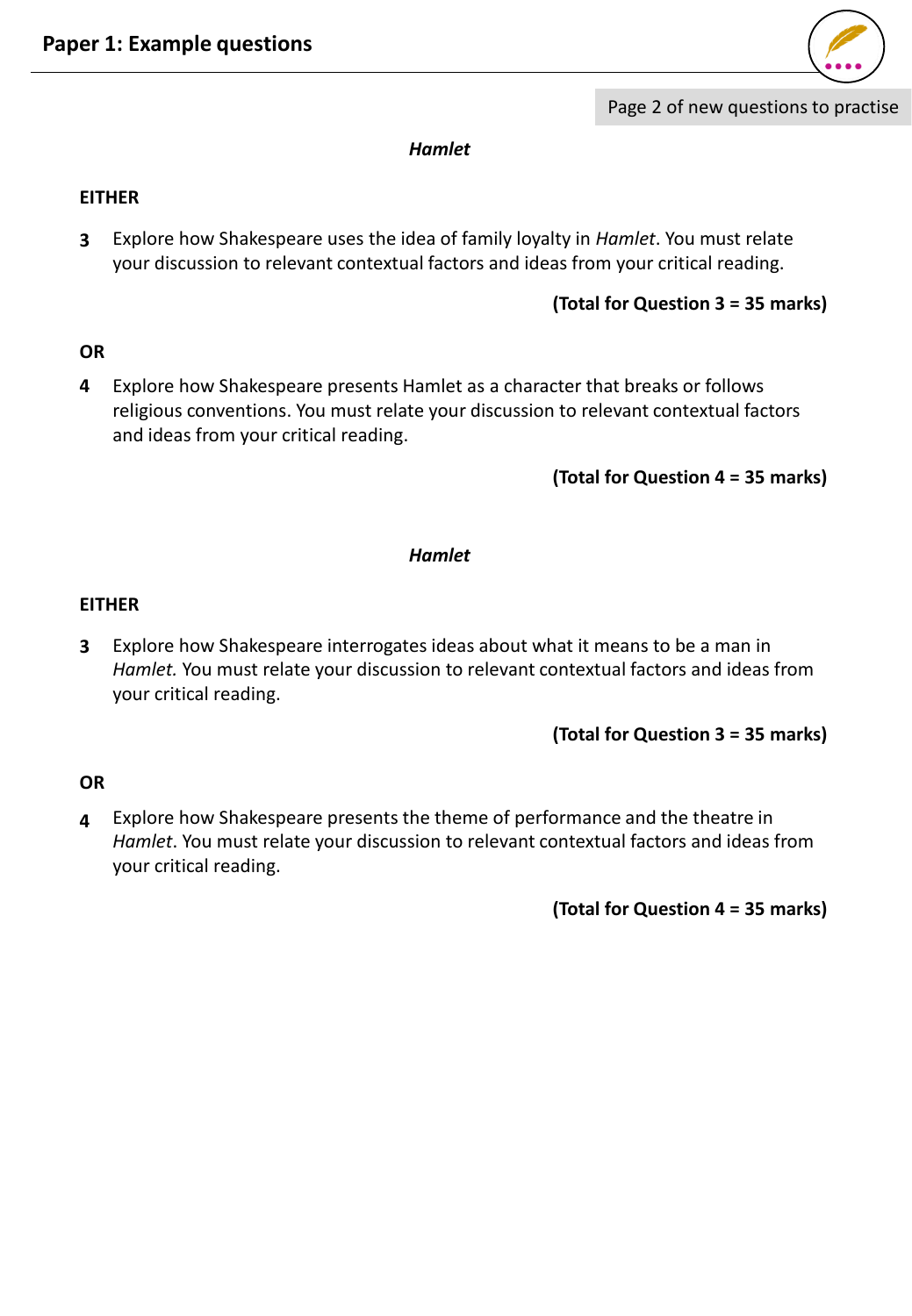# Paper 1: Example questions

Page 2 of new questions to practise

### *Hamlet*

**EITHER**

**3** Explore how Shakespeare uses the idea of family loyalty in *Hamlet*. You must relate your discussion to relevant contextual factors and ideas from your critical reading.

**(Total for Question 3 = 35 marks)**

**OR**

**4** Explore how Shakespeare presents Hamlet as a character that breaks or follows religious conventions. You must relate your discussion to relevant contextual factors and ideas from your critical reading.

**(Total for Question 4 = 35 marks)**

### *Hamlet*

**EITHER**

**3** Explore how Shakespeare interrogates ideas about what it means to be a man in *Hamlet.* You must relate your discussion to relevant contextual factors and ideas from your critical reading.

**(Total for Question 3 = 35 marks)**

**OR**

**4** Explore how Shakespeare presents the theme of performance and the theatre in *Hamlet*. You must relate your discussion to relevant contextual factors and ideas from your critical reading.

**(Total for Question 4 = 35 marks)**